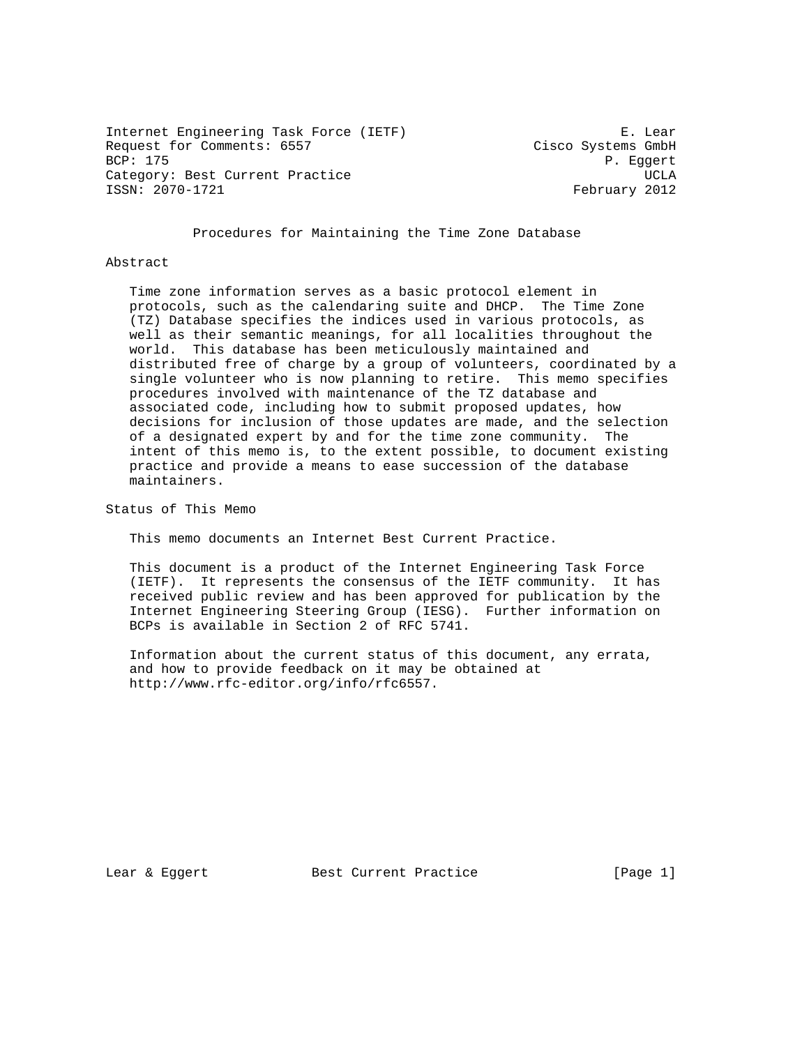Internet Engineering Task Force (IETF) E. Lear
Request for Comments: 6557 Cisco Systems GmbH
BCP: 175 P. Eggert
Category: Best Current Practice UCLA
ISSN: 2070-1721 February 2012

# Procedures for Maintaining the Time Zone Database

## Abstract

Time zone information serves as a basic protocol element in protocols, such as the calendaring suite and DHCP. The Time Zone (TZ) Database specifies the indices used in various protocols, as well as their semantic meanings, for all localities throughout the world. This database has been meticulously maintained and distributed free of charge by a group of volunteers, coordinated by a single volunteer who is now planning to retire. This memo specifies procedures involved with maintenance of the TZ database and associated code, including how to submit proposed updates, how decisions for inclusion of those updates are made, and the selection of a designated expert by and for the time zone community. The intent of this memo is, to the extent possible, to document existing practice and provide a means to ease succession of the database maintainers.

## Status of This Memo

This memo documents an Internet Best Current Practice.

This document is a product of the Internet Engineering Task Force (IETF). It represents the consensus of the IETF community. It has received public review and has been approved for publication by the Internet Engineering Steering Group (IESG). Further information on BCPs is available in Section 2 of RFC 5741.

Information about the current status of this document, any errata, and how to provide feedback on it may be obtained at http://www.rfc-editor.org/info/rfc6557.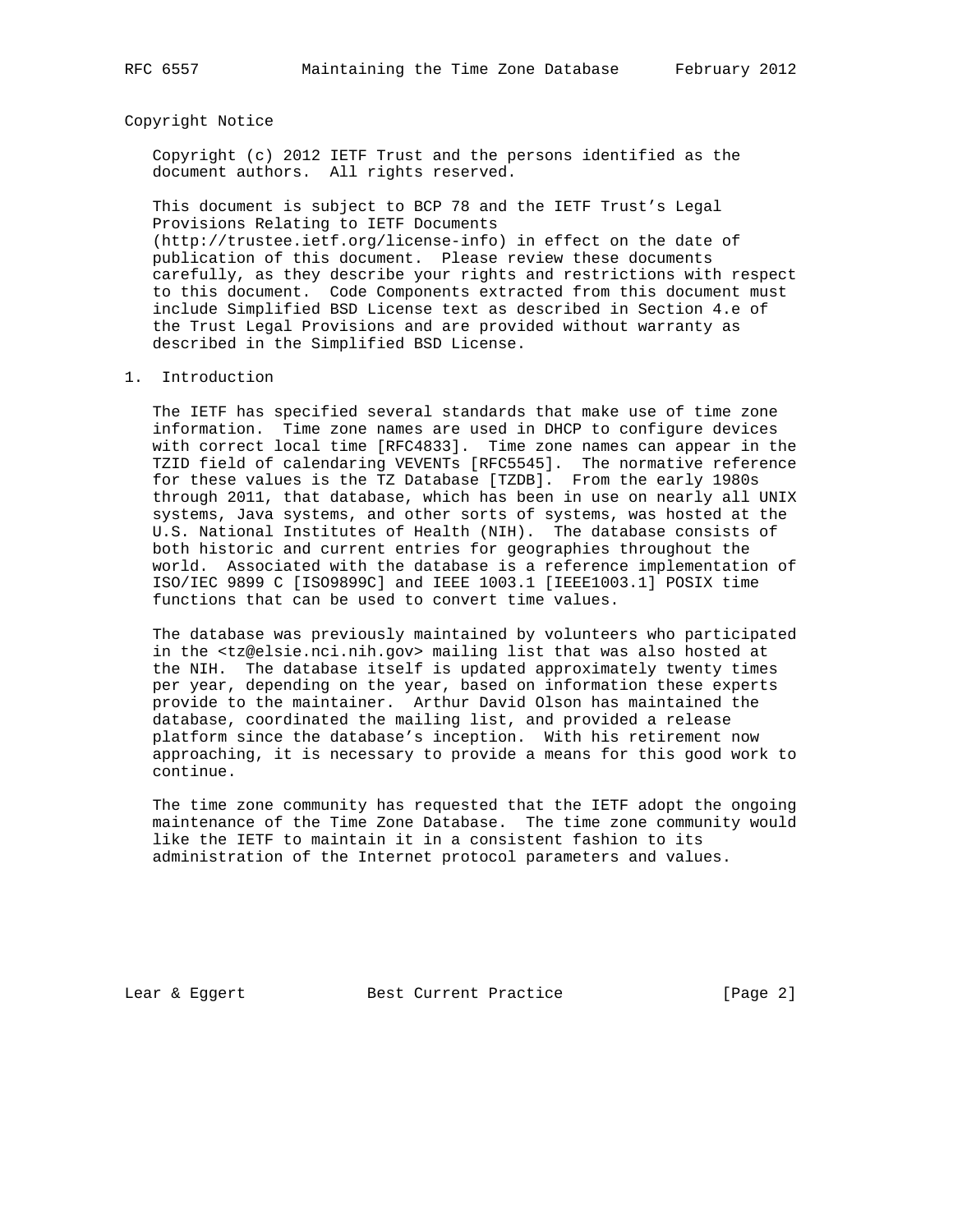## Copyright Notice

Copyright (c) 2012 IETF Trust and the persons identified as the document authors. All rights reserved.

This document is subject to BCP 78 and the IETF Trust's Legal Provisions Relating to IETF Documents (http://trustee.ietf.org/license-info) in effect on the date of publication of this document. Please review these documents carefully, as they describe your rights and restrictions with respect to this document. Code Components extracted from this document must include Simplified BSD License text as described in Section 4.e of the Trust Legal Provisions and are provided without warranty as described in the Simplified BSD License.

## 1. Introduction

The IETF has specified several standards that make use of time zone information. Time zone names are used in DHCP to configure devices with correct local time [RFC4833]. Time zone names can appear in the TZID field of calendaring VEVENTs [RFC5545]. The normative reference for these values is the TZ Database [TZDB]. From the early 1980s through 2011, that database, which has been in use on nearly all UNIX systems, Java systems, and other sorts of systems, was hosted at the U.S. National Institutes of Health (NIH). The database consists of both historic and current entries for geographies throughout the world. Associated with the database is a reference implementation of ISO/IEC 9899 C [ISO9899C] and IEEE 1003.1 [IEEE1003.1] POSIX time functions that can be used to convert time values.

The database was previously maintained by volunteers who participated in the <tz@elsie.nci.nih.gov> mailing list that was also hosted at the NIH. The database itself is updated approximately twenty times per year, depending on the year, based on information these experts provide to the maintainer. Arthur David Olson has maintained the database, coordinated the mailing list, and provided a release platform since the database's inception. With his retirement now approaching, it is necessary to provide a means for this good work to continue.

The time zone community has requested that the IETF adopt the ongoing maintenance of the Time Zone Database. The time zone community would like the IETF to maintain it in a consistent fashion to its administration of the Internet protocol parameters and values.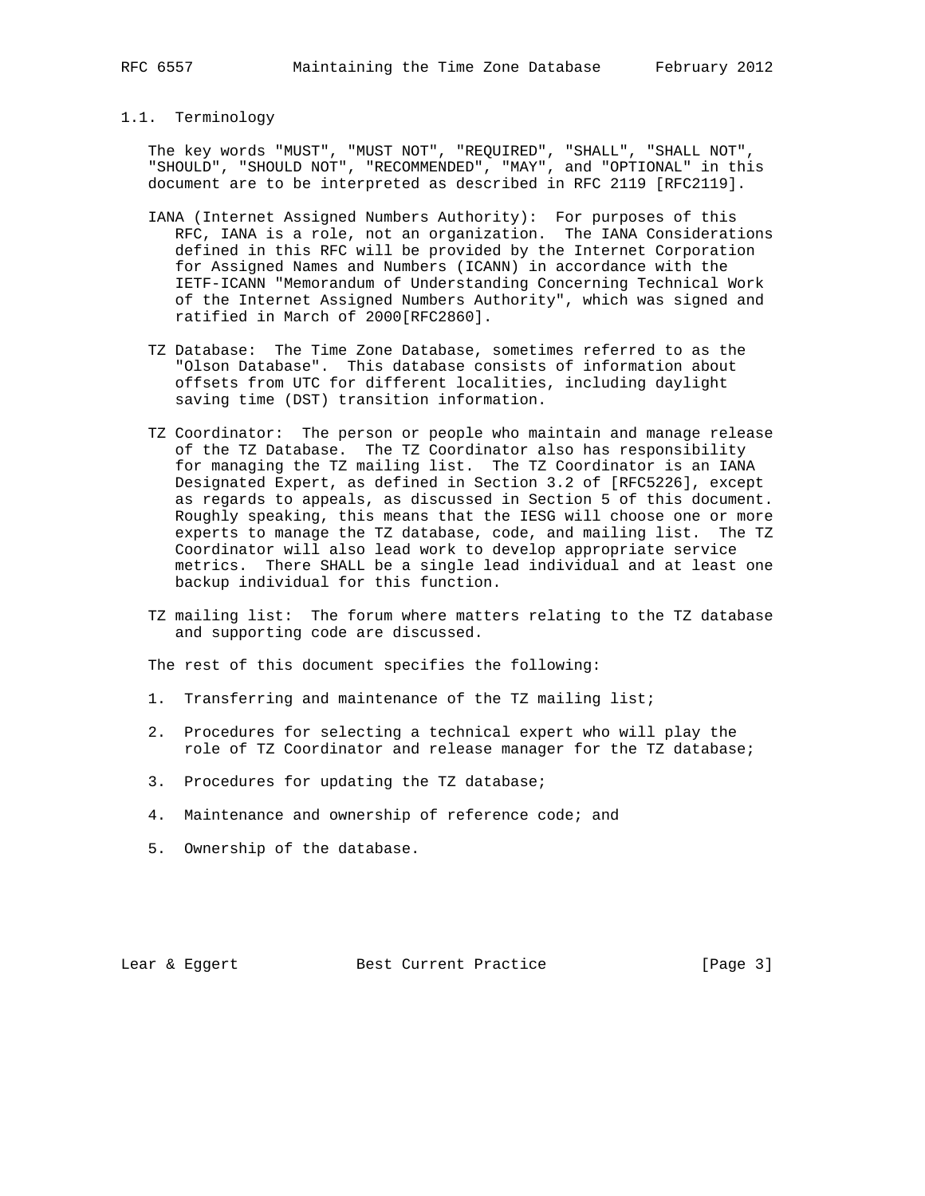### 1.1. Terminology

The key words "MUST", "MUST NOT", "REQUIRED", "SHALL", "SHALL NOT", "SHOULD", "SHOULD NOT", "RECOMMENDED", "MAY", and "OPTIONAL" in this document are to be interpreted as described in RFC 2119 [RFC2119].

IANA (Internet Assigned Numbers Authority): For purposes of this RFC, IANA is a role, not an organization. The IANA Considerations defined in this RFC will be provided by the Internet Corporation for Assigned Names and Numbers (ICANN) in accordance with the IETF-ICANN "Memorandum of Understanding Concerning Technical Work of the Internet Assigned Numbers Authority", which was signed and ratified in March of 2000[RFC2860].

TZ Database: The Time Zone Database, sometimes referred to as the "Olson Database". This database consists of information about offsets from UTC for different localities, including daylight saving time (DST) transition information.

TZ Coordinator: The person or people who maintain and manage release of the TZ Database. The TZ Coordinator also has responsibility for managing the TZ mailing list. The TZ Coordinator is an IANA Designated Expert, as defined in Section 3.2 of [RFC5226], except as regards to appeals, as discussed in Section 5 of this document. Roughly speaking, this means that the IESG will choose one or more experts to manage the TZ database, code, and mailing list. The TZ Coordinator will also lead work to develop appropriate service metrics. There SHALL be a single lead individual and at least one backup individual for this function.

TZ mailing list: The forum where matters relating to the TZ database and supporting code are discussed.

The rest of this document specifies the following:

1. Transferring and maintenance of the TZ mailing list;
2. Procedures for selecting a technical expert who will play the role of TZ Coordinator and release manager for the TZ database;
3. Procedures for updating the TZ database;
4. Maintenance and ownership of reference code; and
5. Ownership of the database.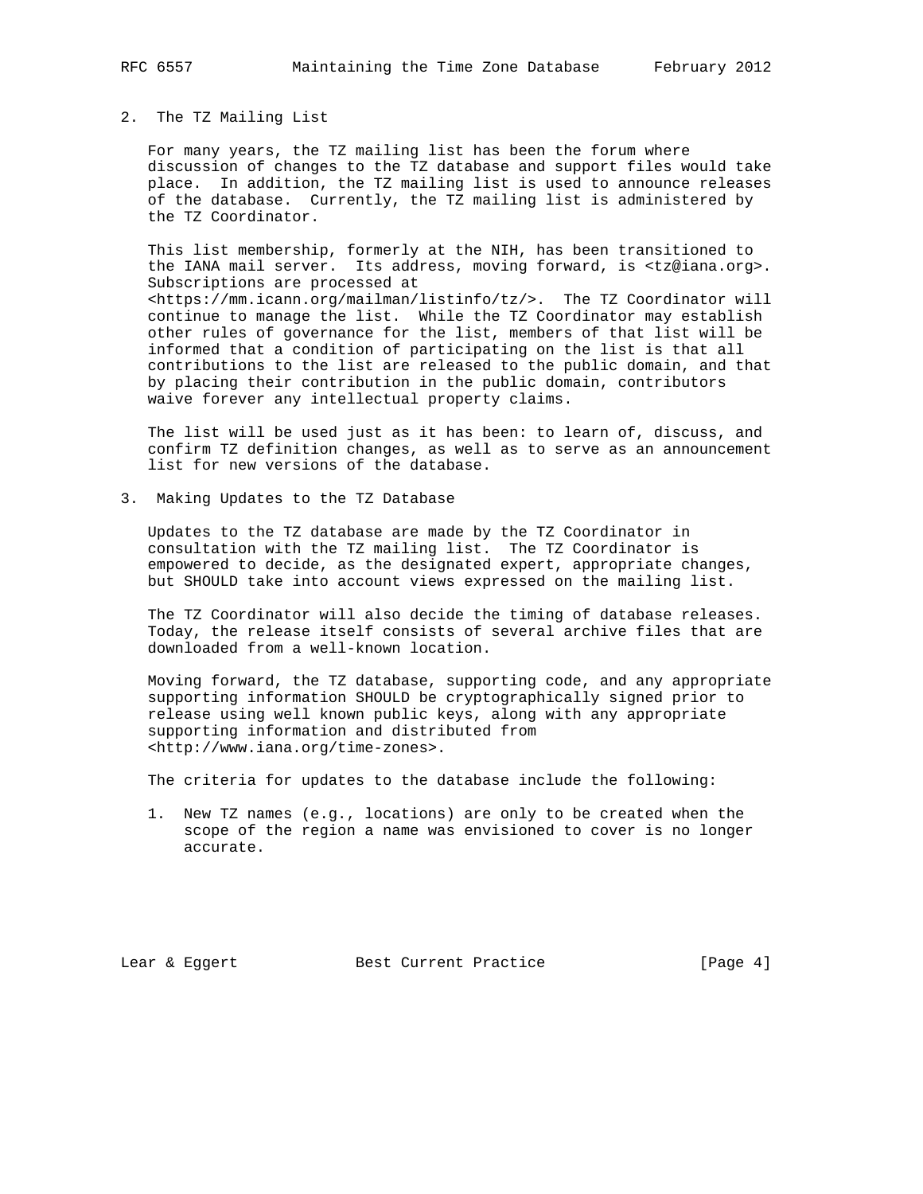## 2. The TZ Mailing List

For many years, the TZ mailing list has been the forum where discussion of changes to the TZ database and support files would take place. In addition, the TZ mailing list is used to announce releases of the database. Currently, the TZ mailing list is administered by the TZ Coordinator.

This list membership, formerly at the NIH, has been transitioned to the IANA mail server. Its address, moving forward, is <tz@iana.org>. Subscriptions are processed at <https://mm.icann.org/mailman/listinfo/tz/>. The TZ Coordinator will continue to manage the list. While the TZ Coordinator may establish other rules of governance for the list, members of that list will be informed that a condition of participating on the list is that all contributions to the list are released to the public domain, and that by placing their contribution in the public domain, contributors waive forever any intellectual property claims.

The list will be used just as it has been: to learn of, discuss, and confirm TZ definition changes, as well as to serve as an announcement list for new versions of the database.

## 3. Making Updates to the TZ Database

Updates to the TZ database are made by the TZ Coordinator in consultation with the TZ mailing list. The TZ Coordinator is empowered to decide, as the designated expert, appropriate changes, but SHOULD take into account views expressed on the mailing list.

The TZ Coordinator will also decide the timing of database releases. Today, the release itself consists of several archive files that are downloaded from a well-known location.

Moving forward, the TZ database, supporting code, and any appropriate supporting information SHOULD be cryptographically signed prior to release using well known public keys, along with any appropriate supporting information and distributed from <http://www.iana.org/time-zones>.

The criteria for updates to the database include the following:

1. New TZ names (e.g., locations) are only to be created when the scope of the region a name was envisioned to cover is no longer accurate.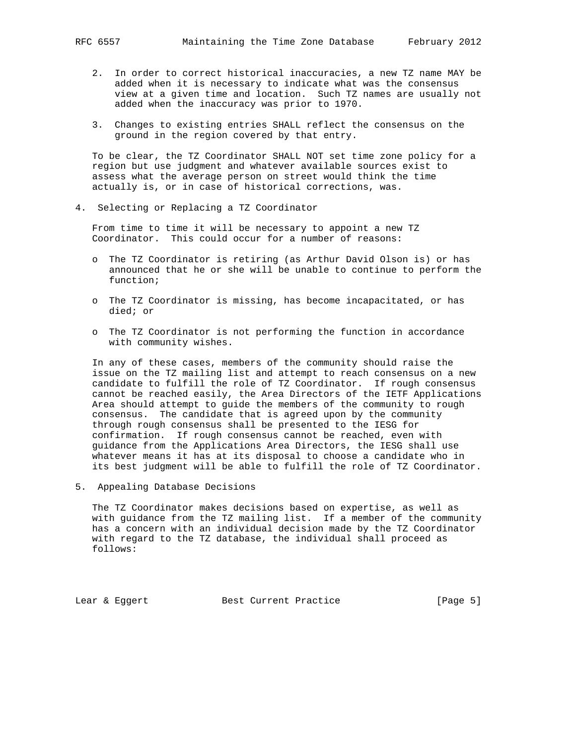2. In order to correct historical inaccuracies, a new TZ name MAY be added when it is necessary to indicate what was the consensus view at a given time and location. Such TZ names are usually not added when the inaccuracy was prior to 1970.

3. Changes to existing entries SHALL reflect the consensus on the ground in the region covered by that entry.

To be clear, the TZ Coordinator SHALL NOT set time zone policy for a region but use judgment and whatever available sources exist to assess what the average person on street would think the time actually is, or in case of historical corrections, was.

## 4. Selecting or Replacing a TZ Coordinator

From time to time it will be necessary to appoint a new TZ Coordinator. This could occur for a number of reasons:

- The TZ Coordinator is retiring (as Arthur David Olson is) or has announced that he or she will be unable to continue to perform the function;
- The TZ Coordinator is missing, has become incapacitated, or has died; or
- The TZ Coordinator is not performing the function in accordance with community wishes.

In any of these cases, members of the community should raise the issue on the TZ mailing list and attempt to reach consensus on a new candidate to fulfill the role of TZ Coordinator. If rough consensus cannot be reached easily, the Area Directors of the IETF Applications Area should attempt to guide the members of the community to rough consensus. The candidate that is agreed upon by the community through rough consensus shall be presented to the IESG for confirmation. If rough consensus cannot be reached, even with guidance from the Applications Area Directors, the IESG shall use whatever means it has at its disposal to choose a candidate who in its best judgment will be able to fulfill the role of TZ Coordinator.

## 5. Appealing Database Decisions

The TZ Coordinator makes decisions based on expertise, as well as with guidance from the TZ mailing list. If a member of the community has a concern with an individual decision made by the TZ Coordinator with regard to the TZ database, the individual shall proceed as follows: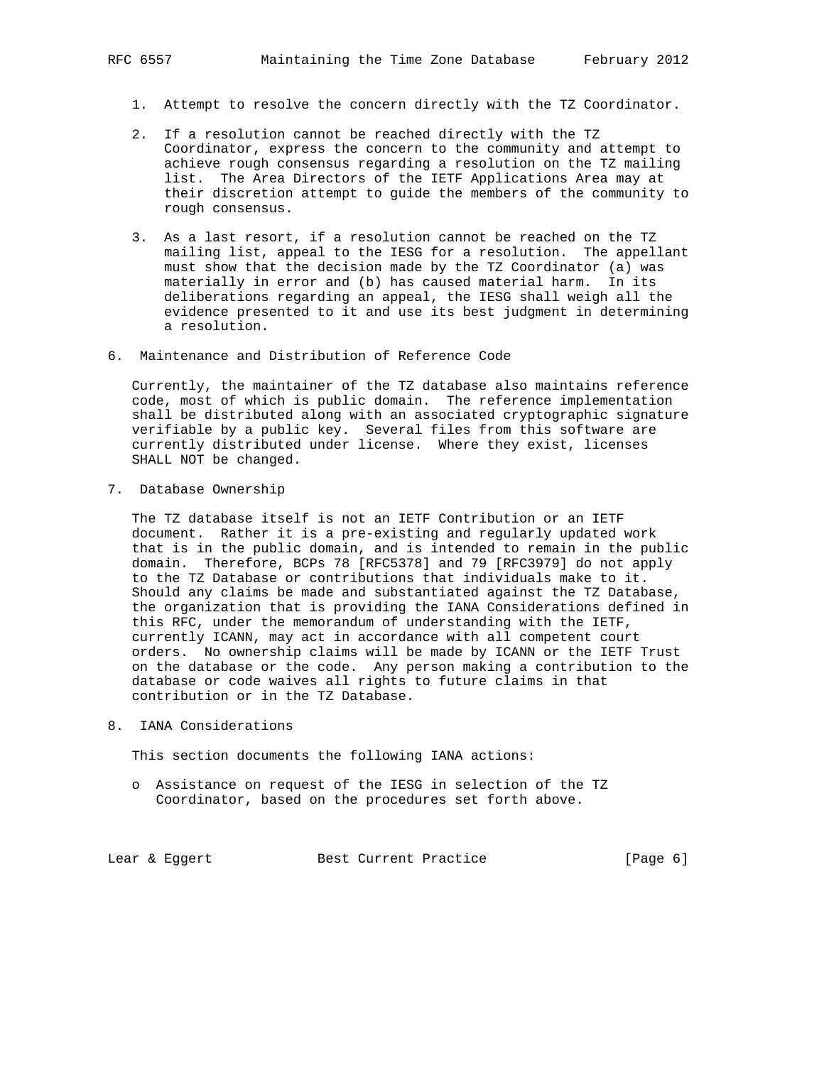1. Attempt to resolve the concern directly with the TZ Coordinator.

2. If a resolution cannot be reached directly with the TZ Coordinator, express the concern to the community and attempt to achieve rough consensus regarding a resolution on the TZ mailing list. The Area Directors of the IETF Applications Area may at their discretion attempt to guide the members of the community to rough consensus.

3. As a last resort, if a resolution cannot be reached on the TZ mailing list, appeal to the IESG for a resolution. The appellant must show that the decision made by the TZ Coordinator (a) was materially in error and (b) has caused material harm. In its deliberations regarding an appeal, the IESG shall weigh all the evidence presented to it and use its best judgment in determining a resolution.

## 6. Maintenance and Distribution of Reference Code

Currently, the maintainer of the TZ database also maintains reference code, most of which is public domain. The reference implementation shall be distributed along with an associated cryptographic signature verifiable by a public key. Several files from this software are currently distributed under license. Where they exist, licenses SHALL NOT be changed.

## 7. Database Ownership

The TZ database itself is not an IETF Contribution or an IETF document. Rather it is a pre-existing and regularly updated work that is in the public domain, and is intended to remain in the public domain. Therefore, BCPs 78 [RFC5378] and 79 [RFC3979] do not apply to the TZ Database or contributions that individuals make to it. Should any claims be made and substantiated against the TZ Database, the organization that is providing the IANA Considerations defined in this RFC, under the memorandum of understanding with the IETF, currently ICANN, may act in accordance with all competent court orders. No ownership claims will be made by ICANN or the IETF Trust on the database or the code. Any person making a contribution to the database or code waives all rights to future claims in that contribution or in the TZ Database.

## 8. IANA Considerations

This section documents the following IANA actions:

- Assistance on request of the IESG in selection of the TZ Coordinator, based on the procedures set forth above.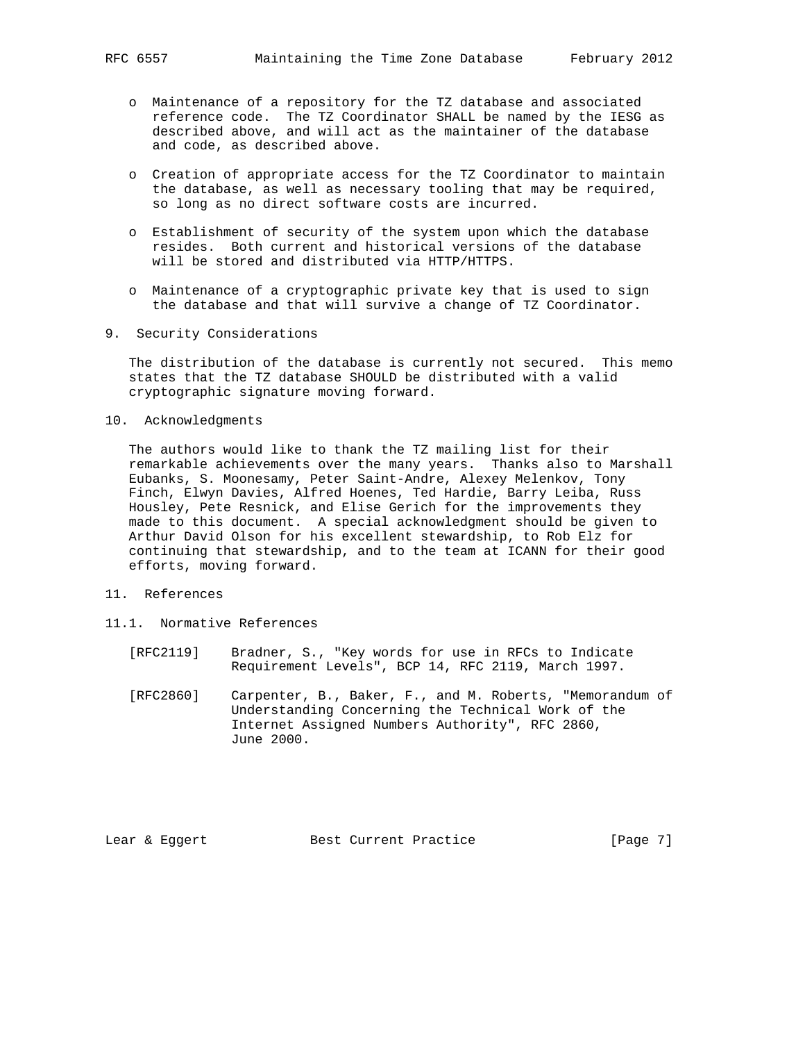- Maintenance of a repository for the TZ database and associated reference code. The TZ Coordinator SHALL be named by the IESG as described above, and will act as the maintainer of the database and code, as described above.

- Creation of appropriate access for the TZ Coordinator to maintain the database, as well as necessary tooling that may be required, so long as no direct software costs are incurred.

- Establishment of security of the system upon which the database resides. Both current and historical versions of the database will be stored and distributed via HTTP/HTTPS.

- Maintenance of a cryptographic private key that is used to sign the database and that will survive a change of TZ Coordinator.

## 9. Security Considerations

The distribution of the database is currently not secured. This memo states that the TZ database SHOULD be distributed with a valid cryptographic signature moving forward.

## 10. Acknowledgments

The authors would like to thank the TZ mailing list for their remarkable achievements over the many years. Thanks also to Marshall Eubanks, S. Moonesamy, Peter Saint-Andre, Alexey Melenkov, Tony Finch, Elwyn Davies, Alfred Hoenes, Ted Hardie, Barry Leiba, Russ Housley, Pete Resnick, and Elise Gerich for the improvements they made to this document. A special acknowledgment should be given to Arthur David Olson for his excellent stewardship, to Rob Elz for continuing that stewardship, and to the team at ICANN for their good efforts, moving forward.

## 11. References

### 11.1. Normative References

[RFC2119] Bradner, S., "Key words for use in RFCs to Indicate Requirement Levels", BCP 14, RFC 2119, March 1997.

[RFC2860] Carpenter, B., Baker, F., and M. Roberts, "Memorandum of Understanding Concerning the Technical Work of the Internet Assigned Numbers Authority", RFC 2860, June 2000.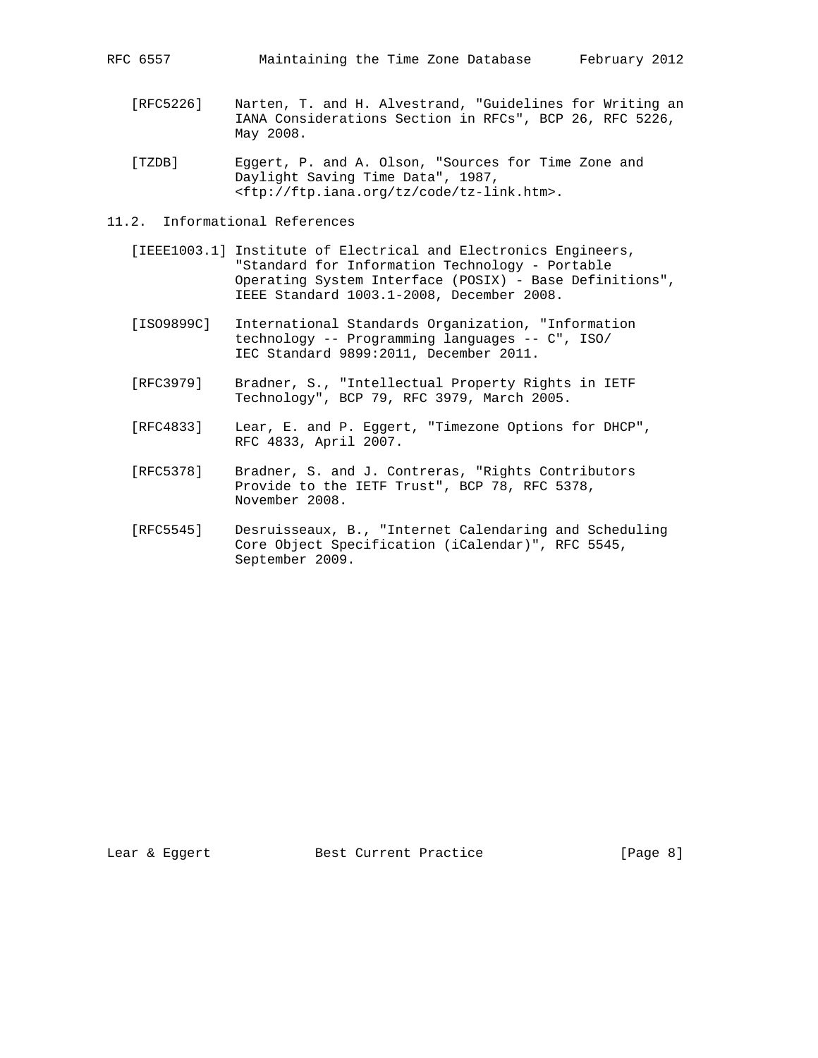[RFC5226] Narten, T. and H. Alvestrand, "Guidelines for Writing an IANA Considerations Section in RFCs", BCP 26, RFC 5226, May 2008.

[TZDB] Eggert, P. and A. Olson, "Sources for Time Zone and Daylight Saving Time Data", 1987, <ftp://ftp.iana.org/tz/code/tz-link.htm>.

## 11.2. Informational References

[IEEE1003.1] Institute of Electrical and Electronics Engineers, "Standard for Information Technology - Portable Operating System Interface (POSIX) - Base Definitions", IEEE Standard 1003.1-2008, December 2008.

[ISO9899C] International Standards Organization, "Information technology -- Programming languages -- C", ISO/IEC Standard 9899:2011, December 2011.

[RFC3979] Bradner, S., "Intellectual Property Rights in IETF Technology", BCP 79, RFC 3979, March 2005.

[RFC4833] Lear, E. and P. Eggert, "Timezone Options for DHCP", RFC 4833, April 2007.

[RFC5378] Bradner, S. and J. Contreras, "Rights Contributors Provide to the IETF Trust", BCP 78, RFC 5378, November 2008.

[RFC5545] Desruisseaux, B., "Internet Calendaring and Scheduling Core Object Specification (iCalendar)", RFC 5545, September 2009.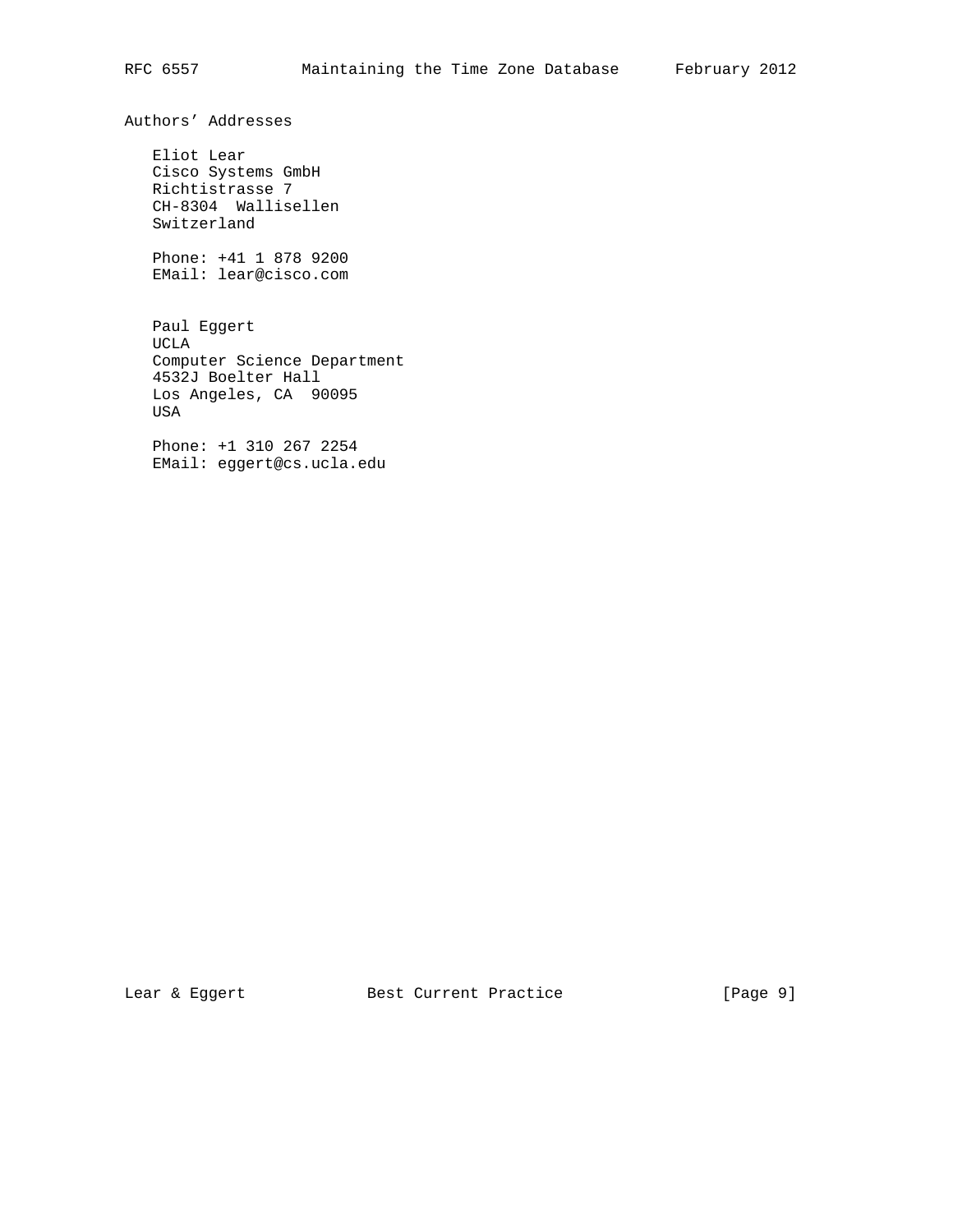## Authors' Addresses

Eliot Lear
Cisco Systems GmbH
Richtistrasse 7
CH-8304  Wallisellen
Switzerland

Phone: +41 1 878 9200
EMail: lear@cisco.com

Paul Eggert
UCLA
Computer Science Department
4532J Boelter Hall
Los Angeles, CA  90095
USA

Phone: +1 310 267 2254
EMail: eggert@cs.ucla.edu